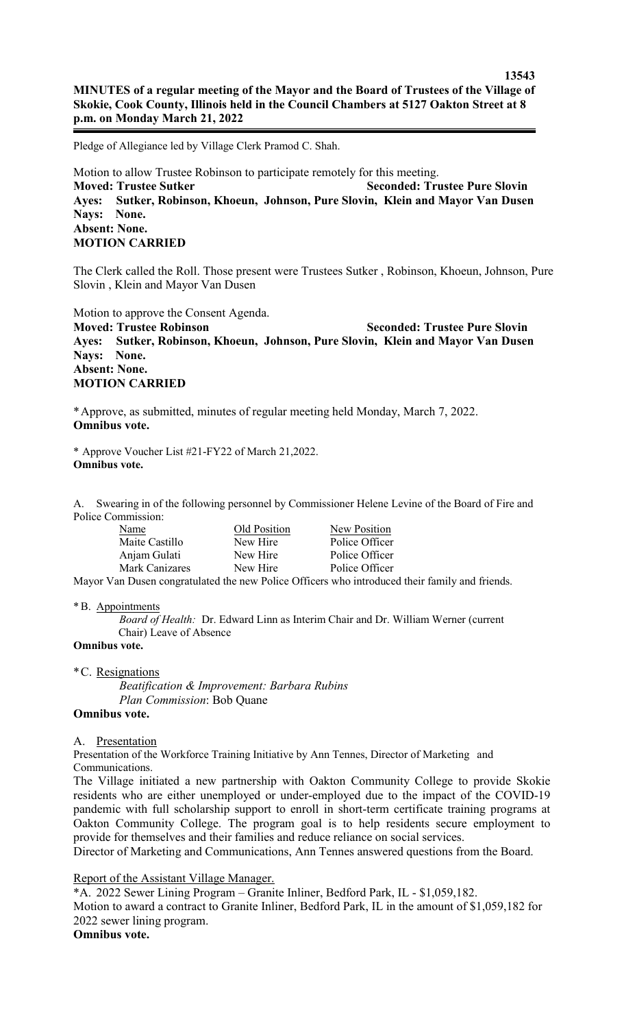**MINUTES of a regular meeting of the Mayor and the Board of Trustees of the Village of Skokie, Cook County, Illinois held in the Council Chambers at 5127 Oakton Street at 8 p.m. on Monday March 21, 2022**

Pledge of Allegiance led by Village Clerk Pramod C. Shah.

Motion to allow Trustee Robinson to participate remotely for this meeting.
**Moved: Trustee Sutker** **Seconded: Trustee Pure Slovin**
**Ayes: Sutker, Robinson, Khoeun, Johnson, Pure Slovin, Klein and Mayor Van Dusen**
**Nays: None.**
**Absent: None.**
**MOTION CARRIED**

The Clerk called the Roll. Those present were Trustees Sutker , Robinson, Khoeun, Johnson, Pure Slovin , Klein and Mayor Van Dusen

Motion to approve the Consent Agenda.
**Moved: Trustee Robinson** **Seconded: Trustee Pure Slovin**
**Ayes: Sutker, Robinson, Khoeun, Johnson, Pure Slovin, Klein and Mayor Van Dusen**
**Nays: None.**
**Absent: None.**
**MOTION CARRIED**

*Approve, as submitted, minutes of regular meeting held Monday, March 7, 2022.
**Omnibus vote.**

* Approve Voucher List #21-FY22 of March 21,2022.
**Omnibus vote.**

A. Swearing in of the following personnel by Commissioner Helene Levine of the Board of Fire and Police Commission:

| Name | Old Position | New Position |
|---|---|---|
| Maite Castillo | New Hire | Police Officer |
| Anjam Gulati | New Hire | Police Officer |
| Mark Canizares | New Hire | Police Officer |

Mayor Van Dusen congratulated the new Police Officers who introduced their family and friends.

*B. Appointments

*Board of Health:* Dr. Edward Linn as Interim Chair and Dr. William Werner (current Chair) Leave of Absence

**Omnibus vote.**

*C. Resignations

*Beatification & Improvement: Barbara Rubins*
*Plan Commission*: Bob Quane

**Omnibus vote.**

A. Presentation

Presentation of the Workforce Training Initiative by Ann Tennes, Director of Marketing and Communications.

The Village initiated a new partnership with Oakton Community College to provide Skokie residents who are either unemployed or under-employed due to the impact of the COVID-19 pandemic with full scholarship support to enroll in short-term certificate training programs at Oakton Community College. The program goal is to help residents secure employment to provide for themselves and their families and reduce reliance on social services.

Director of Marketing and Communications, Ann Tennes answered questions from the Board.

Report of the Assistant Village Manager.

*A. 2022 Sewer Lining Program – Granite Inliner, Bedford Park, IL - $1,059,182.
Motion to award a contract to Granite Inliner, Bedford Park, IL in the amount of $1,059,182 for 2022 sewer lining program.
**Omnibus vote.**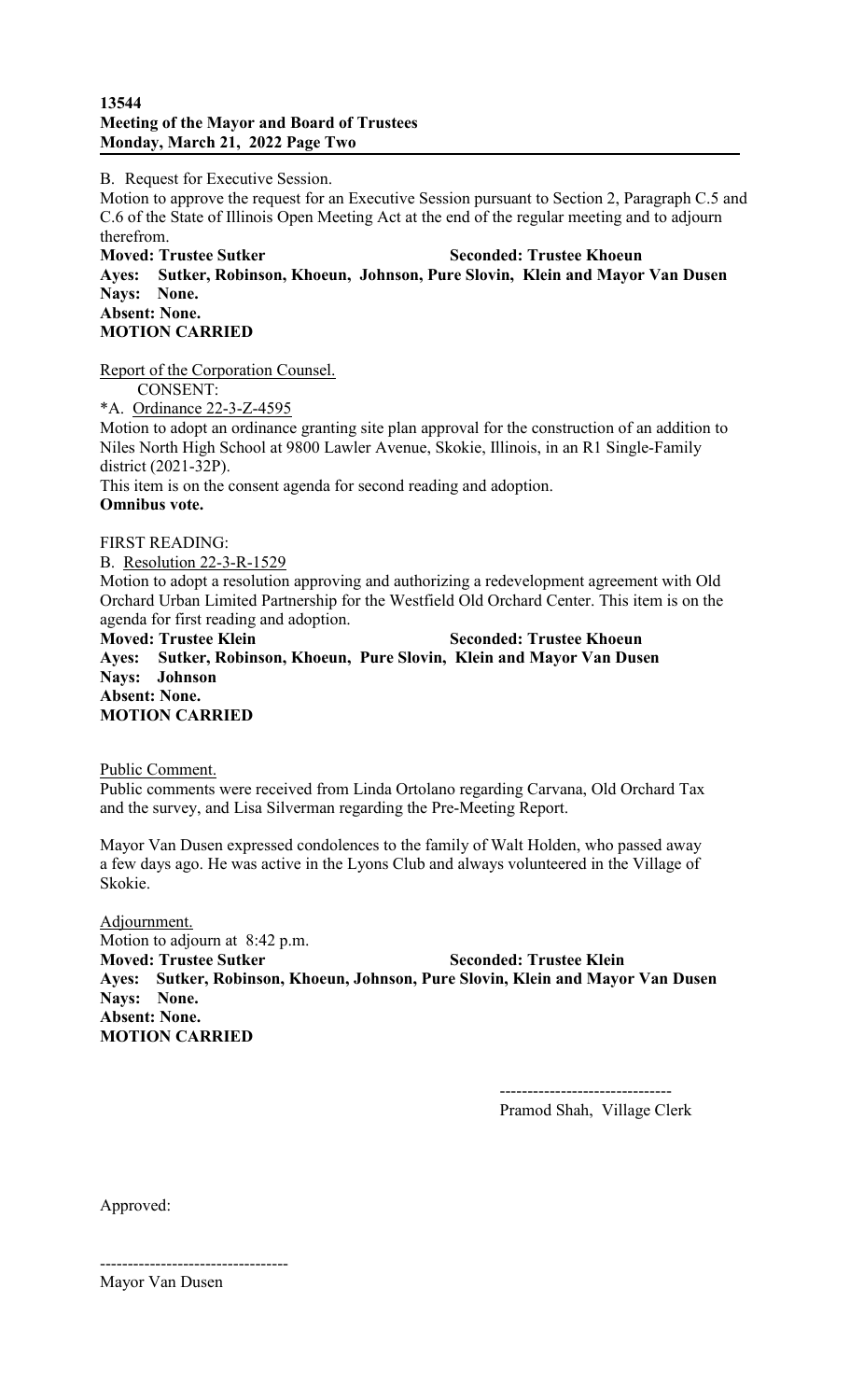B. Request for Executive Session.
Motion to approve the request for an Executive Session pursuant to Section 2, Paragraph C.5 and C.6 of the State of Illinois Open Meeting Act at the end of the regular meeting and to adjourn therefrom.
**Moved: Trustee Sutker** **Seconded: Trustee Khoeun**
**Ayes: Sutker, Robinson, Khoeun, Johnson, Pure Slovin, Klein and Mayor Van Dusen**
**Nays: None.**
**Absent: None.**
**MOTION CARRIED**

Report of the Corporation Counsel.
CONSENT:
*A. Ordinance 22-3-Z-4595
Motion to adopt an ordinance granting site plan approval for the construction of an addition to Niles North High School at 9800 Lawler Avenue, Skokie, Illinois, in an R1 Single-Family district (2021-32P).
This item is on the consent agenda for second reading and adoption.
**Omnibus vote.**

FIRST READING:
B. Resolution 22-3-R-1529
Motion to adopt a resolution approving and authorizing a redevelopment agreement with Old Orchard Urban Limited Partnership for the Westfield Old Orchard Center. This item is on the agenda for first reading and adoption.
**Moved: Trustee Klein** **Seconded: Trustee Khoeun**
**Ayes: Sutker, Robinson, Khoeun, Pure Slovin, Klein and Mayor Van Dusen**
**Nays: Johnson**
**Absent: None.**
**MOTION CARRIED**

Public Comment.
Public comments were received from Linda Ortolano regarding Carvana, Old Orchard Tax and the survey, and Lisa Silverman regarding the Pre-Meeting Report.

Mayor Van Dusen expressed condolences to the family of Walt Holden, who passed away a few days ago. He was active in the Lyons Club and always volunteered in the Village of Skokie.

Adjournment.
Motion to adjourn at 8:42 p.m.
**Moved: Trustee Sutker** **Seconded: Trustee Klein**
**Ayes: Sutker, Robinson, Khoeun, Johnson, Pure Slovin, Klein and Mayor Van Dusen**
**Nays: None.**
**Absent: None.**
**MOTION CARRIED**

-------------------------------
Pramod Shah, Village Clerk

Approved:

----------------------------------
Mayor Van Dusen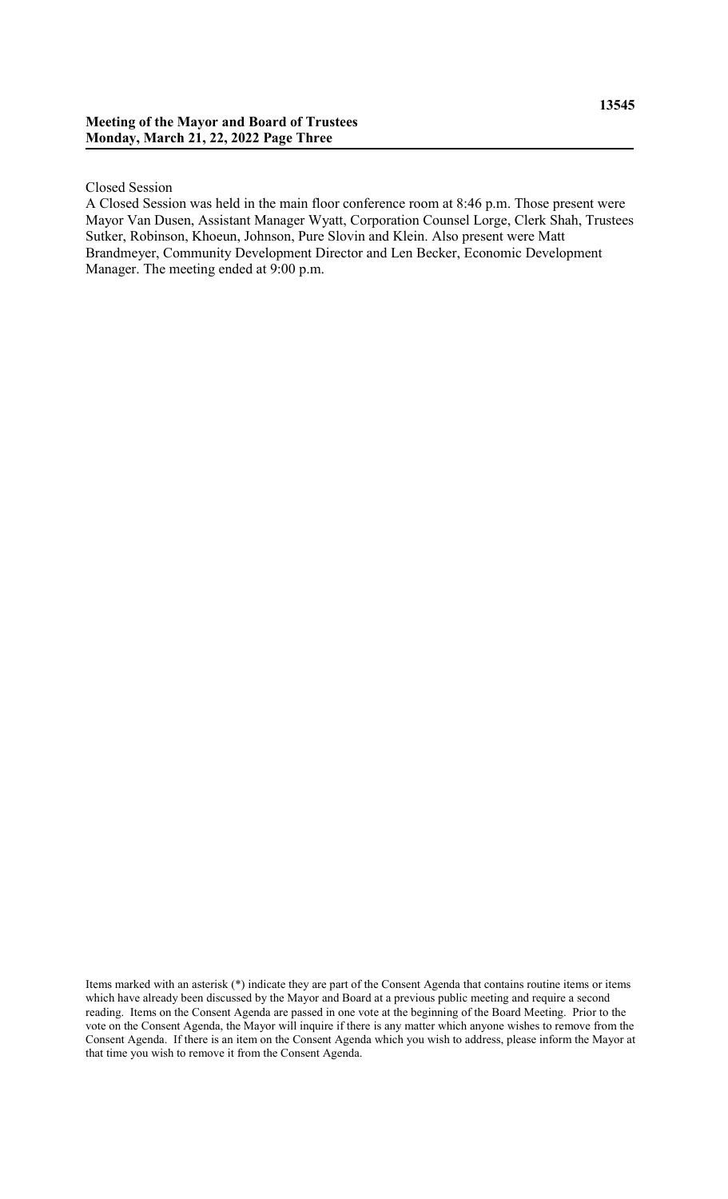Closed Session

A Closed Session was held in the main floor conference room at 8:46 p.m. Those present were Mayor Van Dusen, Assistant Manager Wyatt, Corporation Counsel Lorge, Clerk Shah, Trustees Sutker, Robinson, Khoeun, Johnson, Pure Slovin and Klein. Also present were Matt Brandmeyer, Community Development Director and Len Becker, Economic Development Manager. The meeting ended at 9:00 p.m.

Items marked with an asterisk (*) indicate they are part of the Consent Agenda that contains routine items or items which have already been discussed by the Mayor and Board at a previous public meeting and require a second reading. Items on the Consent Agenda are passed in one vote at the beginning of the Board Meeting. Prior to the vote on the Consent Agenda, the Mayor will inquire if there is any matter which anyone wishes to remove from the Consent Agenda. If there is an item on the Consent Agenda which you wish to address, please inform the Mayor at that time you wish to remove it from the Consent Agenda.